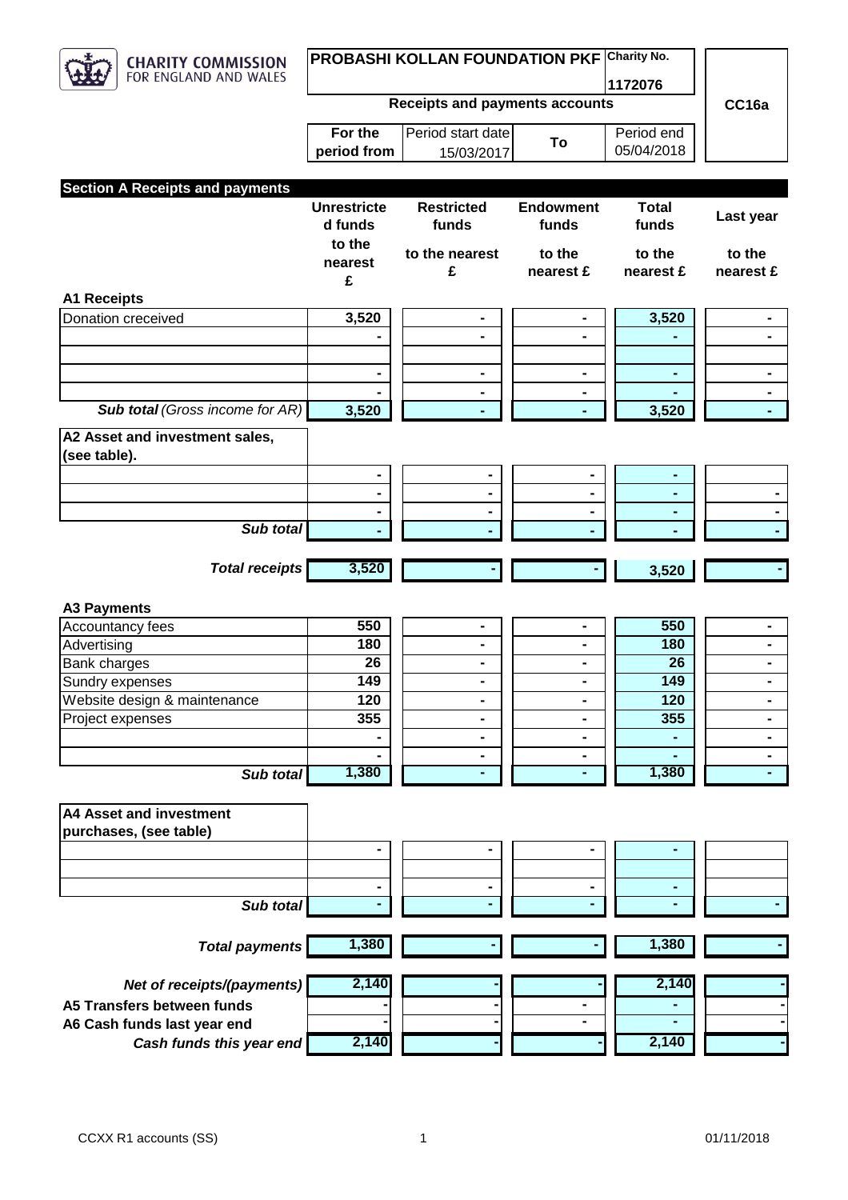CHARITY COMMISSION FOR ENGLAND AND WALES

| PROBASHI KOLLAN FOUNDATION PKF | | Charity No. 1172076 | | CC16a |
|---|---|---|---|---|
| Receipts and payments accounts | | | | |
| For the period from | Period start date 15/03/2017 | To | Period end 05/04/2018 | |

## Section A Receipts and payments

| | Unrestricted funds to the nearest £ | Restricted funds to the nearest £ | Endowment funds to the nearest £ | Total funds to the nearest £ | Last year to the nearest £ |
|---|---|---|---|---|---|
| **A1 Receipts** | | | | | |
| Donation creceived | 3,520 | - | - | 3,520 | - |
| | - | - | - | - | - |
| | | | | | |
| | - | - | - | - | - |
| | - | - | - | - | - |
| ***Sub total** (Gross income for AR)* | 3,520 | - | - | 3,520 | - |
| **A2 Asset and investment sales, (see table).** | | | | | |
| | - | - | - | - | |
| | - | - | - | - | - |
| | - | - | - | - | - |
| ***Sub total*** | - | - | - | - | - |
| ***Total receipts*** | 3,520 | - | - | 3,520 | - |
| **A3 Payments** | | | | | |
| Accountancy fees | 550 | - | - | 550 | - |
| Advertising | 180 | - | - | 180 | - |
| Bank charges | 26 | - | - | 26 | - |
| Sundry expenses | 149 | - | - | 149 | - |
| Website design & maintenance | 120 | - | - | 120 | - |
| Project expenses | 355 | - | - | 355 | - |
| | - | - | - | - | - |
| | - | - | - | - | - |
| ***Sub total*** | 1,380 | - | - | 1,380 | - |
| **A4 Asset and investment purchases, (see table)** | | | | | |
| | - | - | - | - | |
| | | | | | |
| | - | - | - | - | |
| ***Sub total*** | - | - | - | - | - |
| ***Total payments*** | 1,380 | - | - | 1,380 | - |
| ***Net of receipts/(payments)*** | 2,140 | - | - | 2,140 | - |
| **A5 Transfers between funds** | - | - | - | - | - |
| **A6 Cash funds last year end** | - | - | - | - | - |
| ***Cash funds this year end*** | 2,140 | - | - | 2,140 | - |

CCXX R1 accounts (SS) 01/11/2018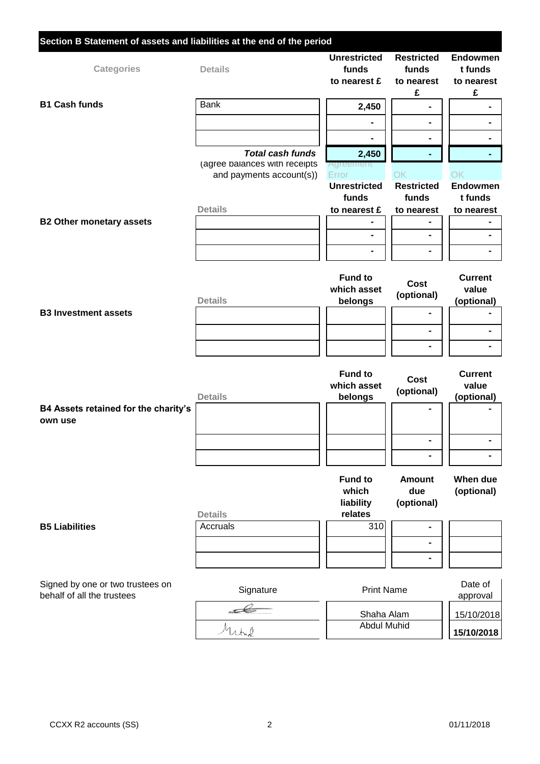## Section B Statement of assets and liabilities at the end of the period

| Categories | Details | Unrestricted funds to nearest £ | Restricted funds to nearest £ | Endowment funds to nearest £ |
|---|---|---|---|---|
| **B1 Cash funds** | Bank | 2,450 | - | - |
| | | - | - | - |
| | | - | - | - |
| | ***Total cash funds*** | **2,450** | **-** | **-** |
| | (agree balances with receipts and payments account(s)) | Agreement Error | OK | OK |

| | Details | Unrestricted funds to nearest £ | Restricted funds to nearest | Endowment funds to nearest |
|---|---|---|---|---|
| **B2 Other monetary assets** | | - | - | - |
| | | - | - | - |
| | | - | - | - |

| | Details | Fund to which asset belongs | Cost (optional) | Current value (optional) |
|---|---|---|---|---|
| **B3 Investment assets** | | | - | - |
| | | | - | - |
| | | | - | - |

| | Details | Fund to which asset belongs | Cost (optional) | Current value (optional) |
|---|---|---|---|---|
| **B4 Assets retained for the charity's own use** | | | - | - |
| | | | - | - |
| | | | - | - |

| | Details | Fund to which liability relates | Amount due (optional) | When due (optional) |
|---|---|---|---|---|
| **B5 Liabilities** | Accruals | 310 | - | |
| | | | - | |
| | | | - | |

| Signed by one or two trustees on behalf of all the trustees | Signature | Print Name | Date of approval |
|---|---|---|---|
| | [signature] | Shaha Alam | 15/10/2018 |
| | [signature] | Abdul Muhid | **15/10/2018** |

CCXX R2 accounts (SS) 01/11/2018